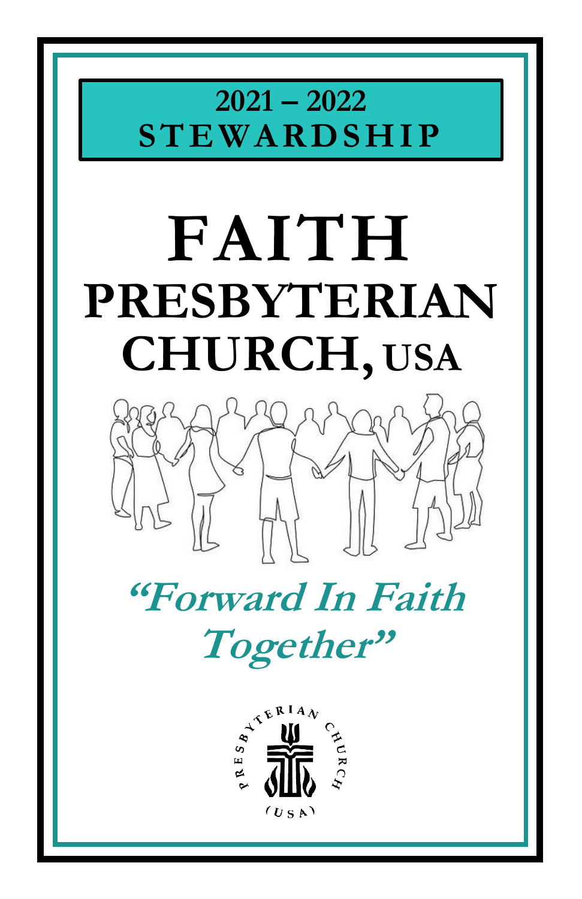# 2021 – 2022 STEWARDSHIP

# FAITH PRESBYTERIAN CHURCH, USA

## *"Forward In Faith Together"*

PRESBYTERIAN CHURCH (USA)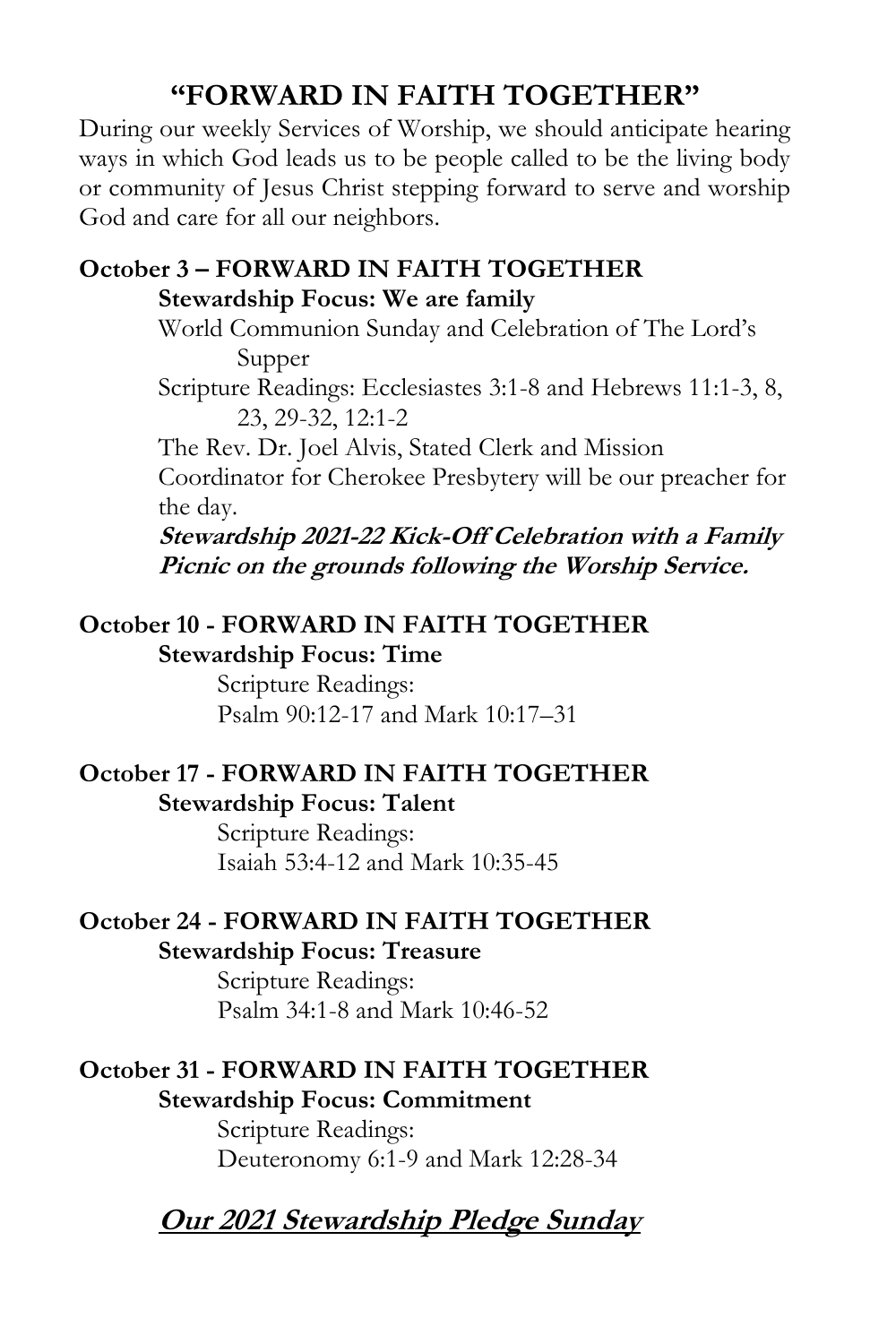# "FORWARD IN FAITH TOGETHER"

During our weekly Services of Worship, we should anticipate hearing ways in which God leads us to be people called to be the living body or community of Jesus Christ stepping forward to serve and worship God and care for all our neighbors.

**October 3 – FORWARD IN FAITH TOGETHER**

**Stewardship Focus: We are family**

World Communion Sunday and Celebration of The Lord's Supper

Scripture Readings: Ecclesiastes 3:1-8 and Hebrews 11:1-3, 8, 23, 29-32, 12:1-2

The Rev. Dr. Joel Alvis, Stated Clerk and Mission Coordinator for Cherokee Presbytery will be our preacher for the day.

***Stewardship 2021-22 Kick-Off Celebration with a Family Picnic on the grounds following the Worship Service.***

**October 10 - FORWARD IN FAITH TOGETHER**

**Stewardship Focus: Time**

Scripture Readings:
Psalm 90:12-17 and Mark 10:17–31

**October 17 - FORWARD IN FAITH TOGETHER**

**Stewardship Focus: Talent**

Scripture Readings:
Isaiah 53:4-12 and Mark 10:35-45

**October 24 - FORWARD IN FAITH TOGETHER**

**Stewardship Focus: Treasure**

Scripture Readings:
Psalm 34:1-8 and Mark 10:46-52

**October 31 - FORWARD IN FAITH TOGETHER**

**Stewardship Focus: Commitment**

Scripture Readings:
Deuteronomy 6:1-9 and Mark 12:28-34

## ***Our 2021 Stewardship Pledge Sunday***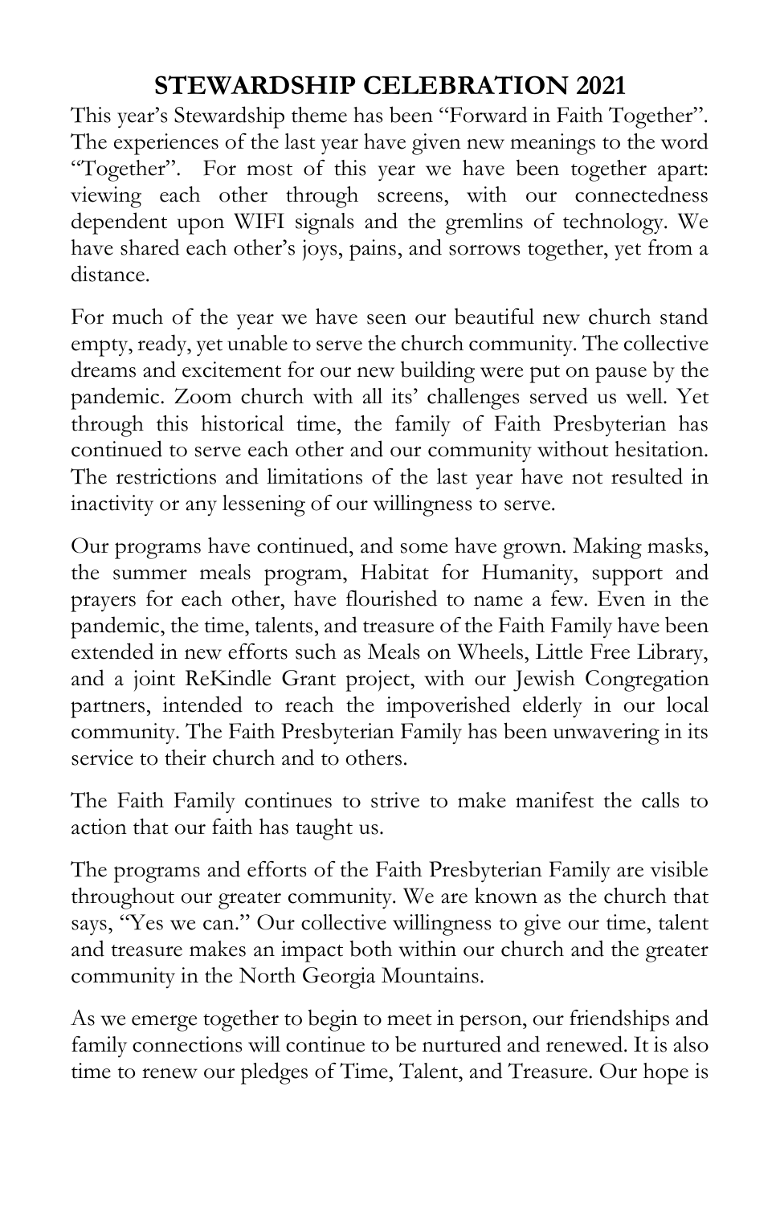# STEWARDSHIP CELEBRATION 2021

This year's Stewardship theme has been "Forward in Faith Together". The experiences of the last year have given new meanings to the word "Together". For most of this year we have been together apart: viewing each other through screens, with our connectedness dependent upon WIFI signals and the gremlins of technology. We have shared each other's joys, pains, and sorrows together, yet from a distance.

For much of the year we have seen our beautiful new church stand empty, ready, yet unable to serve the church community. The collective dreams and excitement for our new building were put on pause by the pandemic. Zoom church with all its' challenges served us well. Yet through this historical time, the family of Faith Presbyterian has continued to serve each other and our community without hesitation. The restrictions and limitations of the last year have not resulted in inactivity or any lessening of our willingness to serve.

Our programs have continued, and some have grown. Making masks, the summer meals program, Habitat for Humanity, support and prayers for each other, have flourished to name a few. Even in the pandemic, the time, talents, and treasure of the Faith Family have been extended in new efforts such as Meals on Wheels, Little Free Library, and a joint ReKindle Grant project, with our Jewish Congregation partners, intended to reach the impoverished elderly in our local community. The Faith Presbyterian Family has been unwavering in its service to their church and to others.

The Faith Family continues to strive to make manifest the calls to action that our faith has taught us.

The programs and efforts of the Faith Presbyterian Family are visible throughout our greater community. We are known as the church that says, "Yes we can." Our collective willingness to give our time, talent and treasure makes an impact both within our church and the greater community in the North Georgia Mountains.

As we emerge together to begin to meet in person, our friendships and family connections will continue to be nurtured and renewed. It is also time to renew our pledges of Time, Talent, and Treasure. Our hope is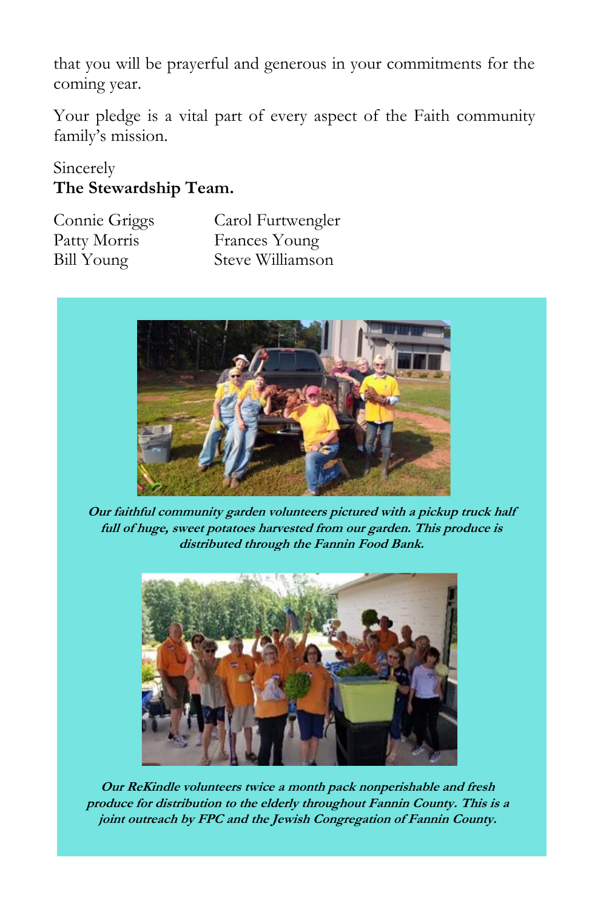that you will be prayerful and generous in your commitments for the coming year.

Your pledge is a vital part of every aspect of the Faith community family's mission.

Sincerely
**The Stewardship Team.**

Connie Griggs
Patty Morris
Bill Young
Carol Furtwengler
Frances Young
Steve Williamson

***Our faithful community garden volunteers pictured with a pickup truck half full of huge, sweet potatoes harvested from our garden. This produce is distributed through the Fannin Food Bank.***

***Our ReKindle volunteers twice a month pack nonperishable and fresh produce for distribution to the elderly throughout Fannin County. This is a joint outreach by FPC and the Jewish Congregation of Fannin County.***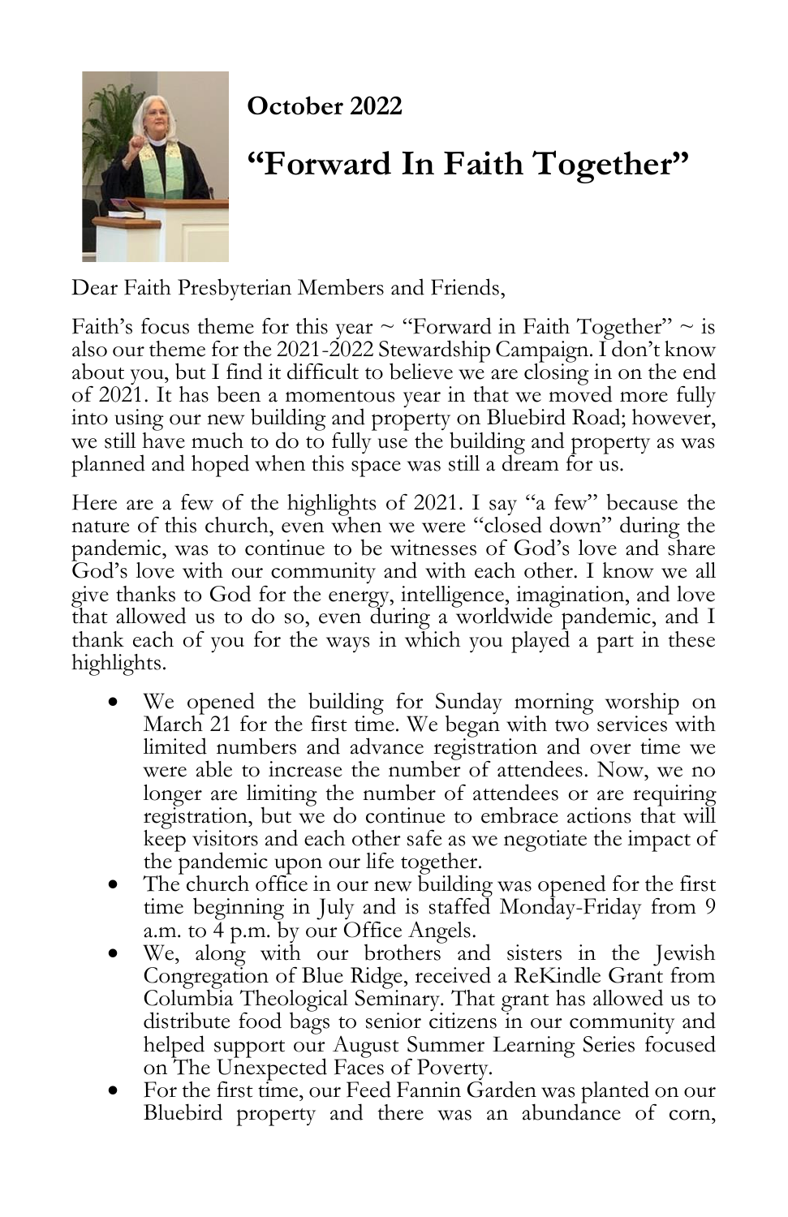**October 2022**

# "Forward In Faith Together"

Dear Faith Presbyterian Members and Friends,

Faith's focus theme for this year ~ "Forward in Faith Together" ~ is also our theme for the 2021-2022 Stewardship Campaign. I don't know about you, but I find it difficult to believe we are closing in on the end of 2021. It has been a momentous year in that we moved more fully into using our new building and property on Bluebird Road; however, we still have much to do to fully use the building and property as was planned and hoped when this space was still a dream for us.

Here are a few of the highlights of 2021. I say "a few" because the nature of this church, even when we were "closed down" during the pandemic, was to continue to be witnesses of God's love and share God's love with our community and with each other. I know we all give thanks to God for the energy, intelligence, imagination, and love that allowed us to do so, even during a worldwide pandemic, and I thank each of you for the ways in which you played a part in these highlights.

- We opened the building for Sunday morning worship on March 21 for the first time. We began with two services with limited numbers and advance registration and over time we were able to increase the number of attendees. Now, we no longer are limiting the number of attendees or are requiring registration, but we do continue to embrace actions that will keep visitors and each other safe as we negotiate the impact of the pandemic upon our life together.
- The church office in our new building was opened for the first time beginning in July and is staffed Monday-Friday from 9 a.m. to 4 p.m. by our Office Angels.
- We, along with our brothers and sisters in the Jewish Congregation of Blue Ridge, received a ReKindle Grant from Columbia Theological Seminary. That grant has allowed us to distribute food bags to senior citizens in our community and helped support our August Summer Learning Series focused on The Unexpected Faces of Poverty.
- For the first time, our Feed Fannin Garden was planted on our Bluebird property and there was an abundance of corn,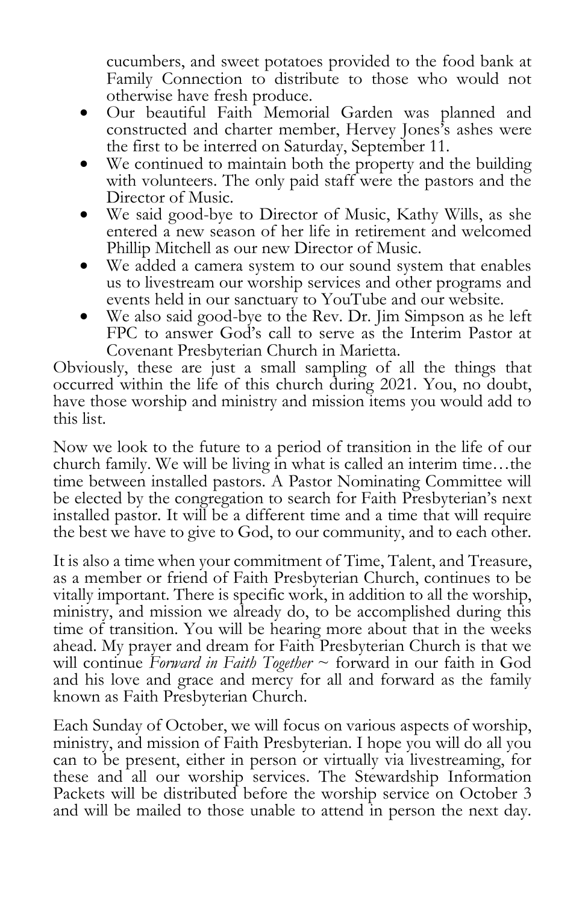cucumbers, and sweet potatoes provided to the food bank at Family Connection to distribute to those who would not otherwise have fresh produce.

- Our beautiful Faith Memorial Garden was planned and constructed and charter member, Hervey Jones's ashes were the first to be interred on Saturday, September 11.
- We continued to maintain both the property and the building with volunteers. The only paid staff were the pastors and the Director of Music.
- We said good-bye to Director of Music, Kathy Wills, as she entered a new season of her life in retirement and welcomed Phillip Mitchell as our new Director of Music.
- We added a camera system to our sound system that enables us to livestream our worship services and other programs and events held in our sanctuary to YouTube and our website.
- We also said good-bye to the Rev. Dr. Jim Simpson as he left FPC to answer God's call to serve as the Interim Pastor at Covenant Presbyterian Church in Marietta.

Obviously, these are just a small sampling of all the things that occurred within the life of this church during 2021. You, no doubt, have those worship and ministry and mission items you would add to this list.

Now we look to the future to a period of transition in the life of our church family. We will be living in what is called an interim time…the time between installed pastors. A Pastor Nominating Committee will be elected by the congregation to search for Faith Presbyterian's next installed pastor. It will be a different time and a time that will require the best we have to give to God, to our community, and to each other.

It is also a time when your commitment of Time, Talent, and Treasure, as a member or friend of Faith Presbyterian Church, continues to be vitally important. There is specific work, in addition to all the worship, ministry, and mission we already do, to be accomplished during this time of transition. You will be hearing more about that in the weeks ahead. My prayer and dream for Faith Presbyterian Church is that we will continue *Forward in Faith Together* ~ forward in our faith in God and his love and grace and mercy for all and forward as the family known as Faith Presbyterian Church.

Each Sunday of October, we will focus on various aspects of worship, ministry, and mission of Faith Presbyterian. I hope you will do all you can to be present, either in person or virtually via livestreaming, for these and all our worship services. The Stewardship Information Packets will be distributed before the worship service on October 3 and will be mailed to those unable to attend in person the next day.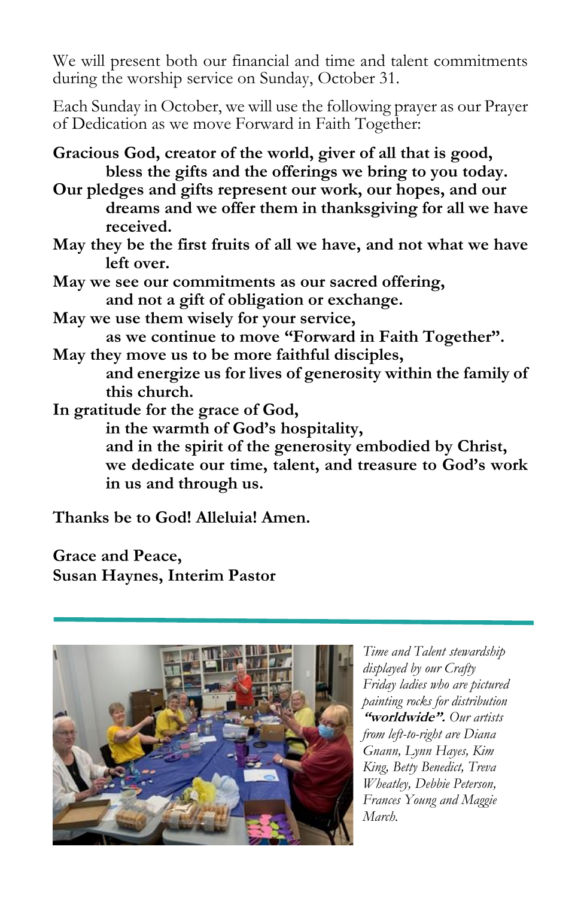We will present both our financial and time and talent commitments during the worship service on Sunday, October 31.

Each Sunday in October, we will use the following prayer as our Prayer of Dedication as we move Forward in Faith Together:

**Gracious God, creator of the world, giver of all that is good,**
**bless the gifts and the offerings we bring to you today.**
**Our pledges and gifts represent our work, our hopes, and our dreams and we offer them in thanksgiving for all we have received.**
**May they be the first fruits of all we have, and not what we have left over.**
**May we see our commitments as our sacred offering,**
**and not a gift of obligation or exchange.**
**May we use them wisely for your service,**
**as we continue to move "Forward in Faith Together".**
**May they move us to be more faithful disciples,**
**and energize us for lives of generosity within the family of this church.**
**In gratitude for the grace of God,**
**in the warmth of God's hospitality,**
**and in the spirit of the generosity embodied by Christ,**
**we dedicate our time, talent, and treasure to God's work in us and through us.**

**Thanks be to God! Alleluia! Amen.**

**Grace and Peace,**
**Susan Haynes, Interim Pastor**

---

*Time and Talent stewardship displayed by our Crafty Friday ladies who are pictured painting rocks for distribution* ***"worldwide".*** *Our artists from left-to-right are Diana Gnann, Lynn Hayes, Kim King, Betty Benedict, Treva Wheatley, Debbie Peterson, Frances Young and Maggie March.*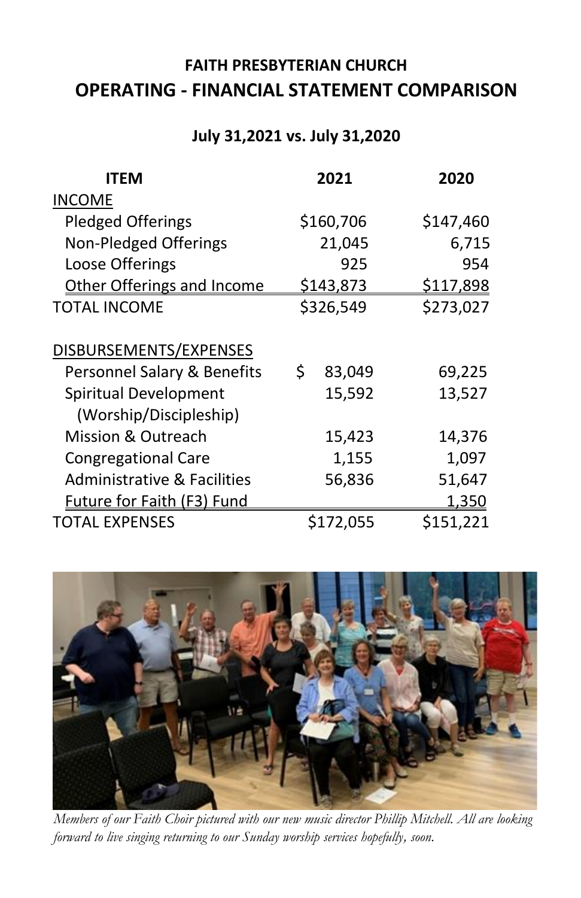# FAITH PRESBYTERIAN CHURCH
## OPERATING - FINANCIAL STATEMENT COMPARISON

**July 31,2021 vs. July 31,2020**

| ITEM | 2021 | 2020 |
|---|---|---|
| INCOME | | |
| Pledged Offerings | $160,706 | $147,460 |
| Non-Pledged Offerings | 21,045 | 6,715 |
| Loose Offerings | 925 | 954 |
| Other Offerings and Income | $143,873 | $117,898 |
| TOTAL INCOME | $326,549 | $273,027 |
| | | |
| DISBURSEMENTS/EXPENSES | | |
| Personnel Salary & Benefits | $ 83,049 | 69,225 |
| Spiritual Development (Worship/Discipleship) | 15,592 | 13,527 |
| Mission & Outreach | 15,423 | 14,376 |
| Congregational Care | 1,155 | 1,097 |
| Administrative & Facilities | 56,836 | 51,647 |
| Future for Faith (F3) Fund | | 1,350 |
| TOTAL EXPENSES | $172,055 | $151,221 |

*Members of our Faith Choir pictured with our new music director Phillip Mitchell. All are looking forward to live singing returning to our Sunday worship services hopefully, soon.*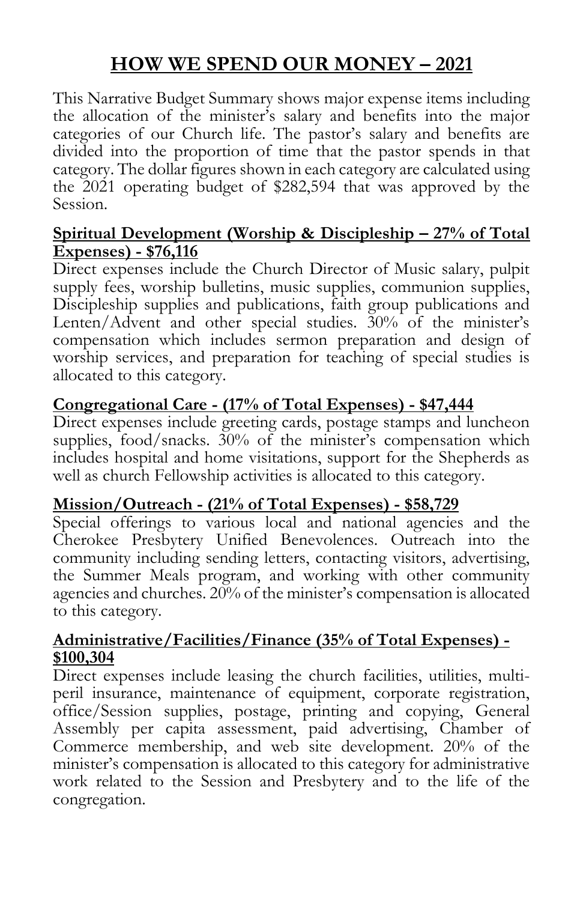# HOW WE SPEND OUR MONEY – 2021

This Narrative Budget Summary shows major expense items including the allocation of the minister's salary and benefits into the major categories of our Church life. The pastor's salary and benefits are divided into the proportion of time that the pastor spends in that category. The dollar figures shown in each category are calculated using the 2021 operating budget of $282,594 that was approved by the Session.

## Spiritual Development (Worship & Discipleship – 27% of Total Expenses) - $76,116

Direct expenses include the Church Director of Music salary, pulpit supply fees, worship bulletins, music supplies, communion supplies, Discipleship supplies and publications, faith group publications and Lenten/Advent and other special studies. 30% of the minister's compensation which includes sermon preparation and design of worship services, and preparation for teaching of special studies is allocated to this category.

## Congregational Care - (17% of Total Expenses) - $47,444

Direct expenses include greeting cards, postage stamps and luncheon supplies, food/snacks. 30% of the minister's compensation which includes hospital and home visitations, support for the Shepherds as well as church Fellowship activities is allocated to this category.

## Mission/Outreach - (21% of Total Expenses) - $58,729

Special offerings to various local and national agencies and the Cherokee Presbytery Unified Benevolences. Outreach into the community including sending letters, contacting visitors, advertising, the Summer Meals program, and working with other community agencies and churches. 20% of the minister's compensation is allocated to this category.

## Administrative/Facilities/Finance (35% of Total Expenses) - $100,304

Direct expenses include leasing the church facilities, utilities, multi-peril insurance, maintenance of equipment, corporate registration, office/Session supplies, postage, printing and copying, General Assembly per capita assessment, paid advertising, Chamber of Commerce membership, and web site development. 20% of the minister's compensation is allocated to this category for administrative work related to the Session and Presbytery and to the life of the congregation.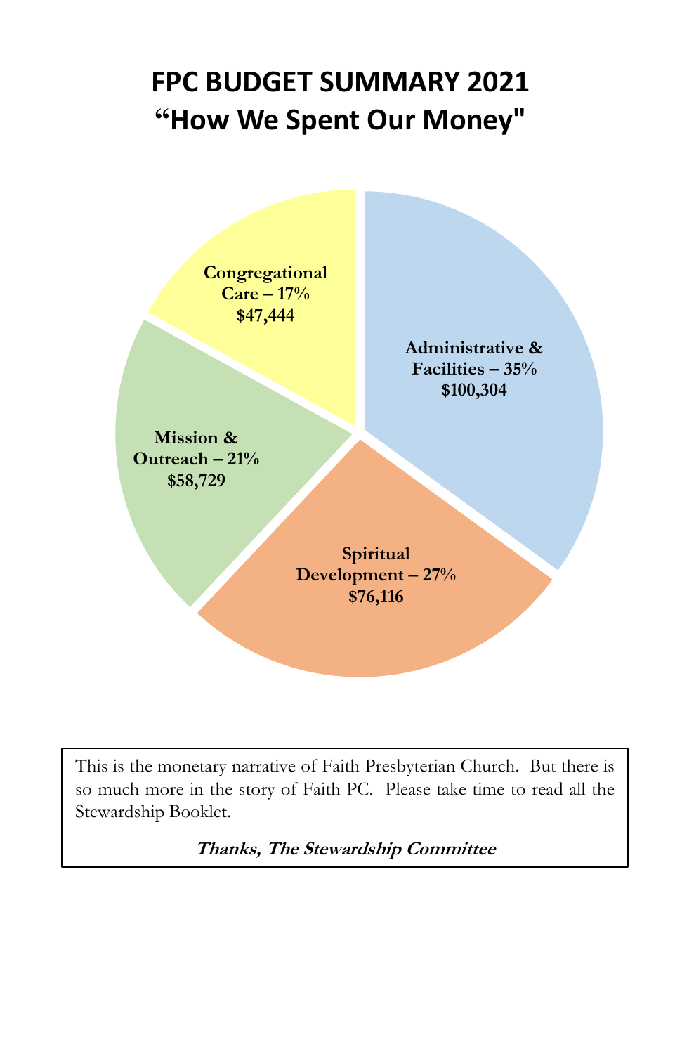# FPC BUDGET SUMMARY 2021
# "How We Spent Our Money"

**Administrative & Facilities – 35%**
**$100,304**

**Spiritual Development – 27%**
**$76,116**

**Mission & Outreach – 21%**
**$58,729**

**Congregational Care – 17%**
**$47,444**

This is the monetary narrative of Faith Presbyterian Church. But there is so much more in the story of Faith PC. Please take time to read all the Stewardship Booklet.

***Thanks, The Stewardship Committee***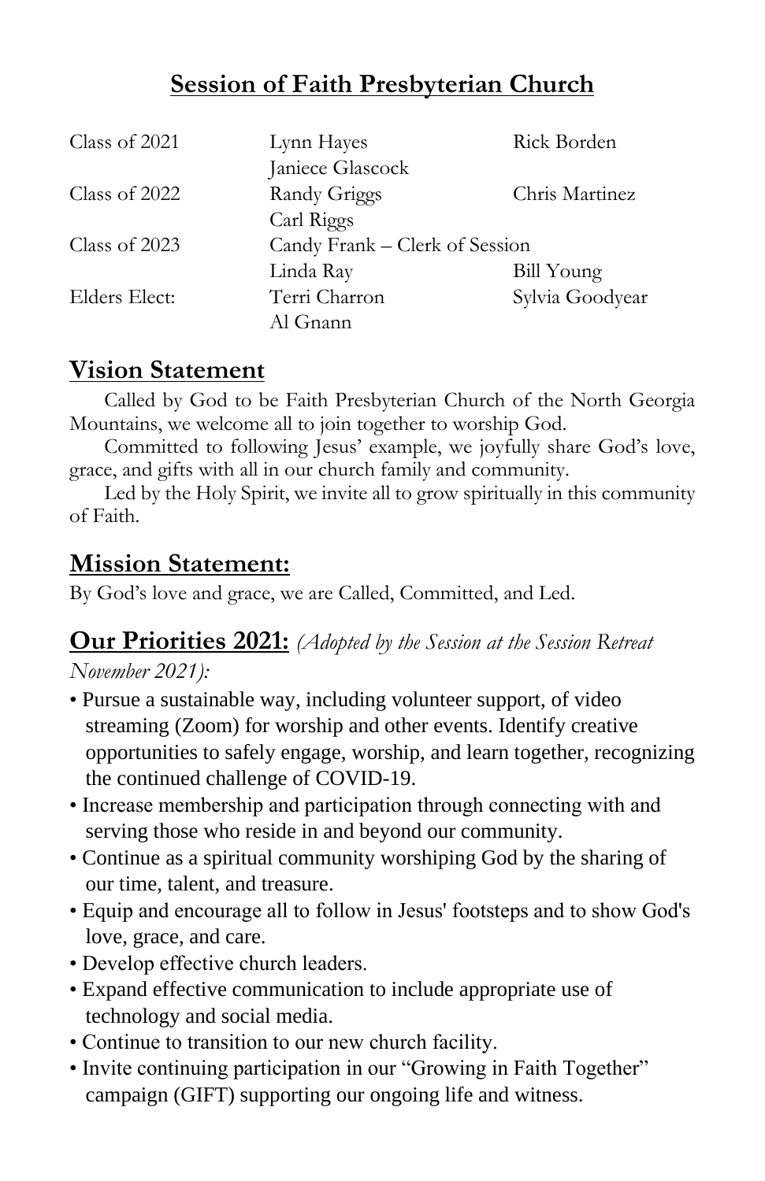## Session of Faith Presbyterian Church

| | | |
|---|---|---|
| Class of 2021 | Lynn Hayes | Rick Borden |
| | Janiece Glascock | |
| Class of 2022 | Randy Griggs | Chris Martinez |
| | Carl Riggs | |
| Class of 2023 | Candy Frank – Clerk of Session | |
| | Linda Ray | Bill Young |
| Elders Elect: | Terri Charron | Sylvia Goodyear |
| | Al Gnann | |

## Vision Statement

Called by God to be Faith Presbyterian Church of the North Georgia Mountains, we welcome all to join together to worship God.

Committed to following Jesus' example, we joyfully share God's love, grace, and gifts with all in our church family and community.

Led by the Holy Spirit, we invite all to grow spiritually in this community of Faith.

## Mission Statement:

By God's love and grace, we are Called, Committed, and Led.

## Our Priorities 2021: *(Adopted by the Session at the Session Retreat November 2021):*

- Pursue a sustainable way, including volunteer support, of video streaming (Zoom) for worship and other events. Identify creative opportunities to safely engage, worship, and learn together, recognizing the continued challenge of COVID-19.
- Increase membership and participation through connecting with and serving those who reside in and beyond our community.
- Continue as a spiritual community worshiping God by the sharing of our time, talent, and treasure.
- Equip and encourage all to follow in Jesus' footsteps and to show God's love, grace, and care.
- Develop effective church leaders.
- Expand effective communication to include appropriate use of technology and social media.
- Continue to transition to our new church facility.
- Invite continuing participation in our "Growing in Faith Together" campaign (GIFT) supporting our ongoing life and witness.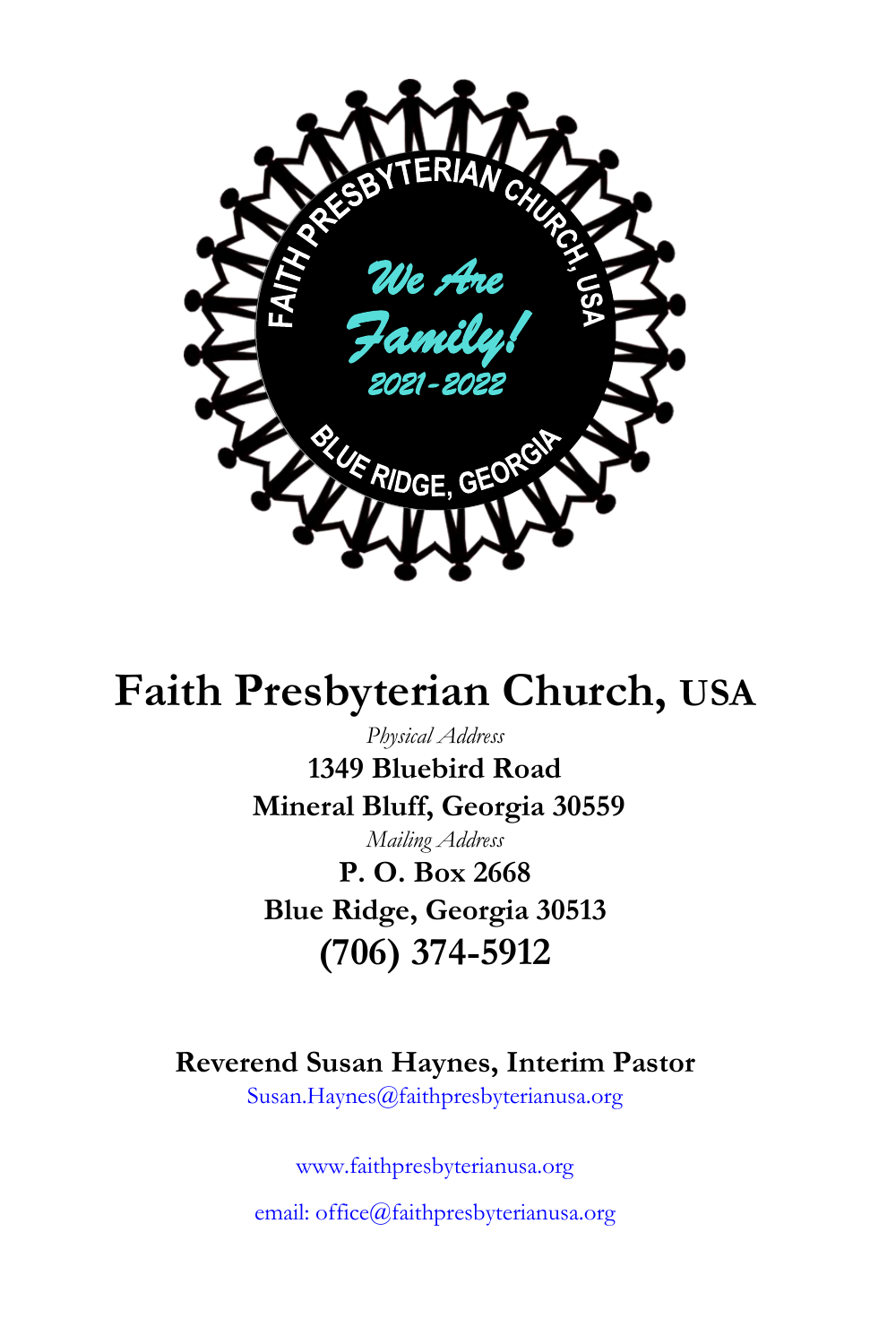FAITH PRESBYTERIAN CHURCH, USA

We Are Family!

2021-2022

BLUE RIDGE, GEORGIA

# Faith Presbyterian Church, USA

*Physical Address*

**1349 Bluebird Road**

**Mineral Bluff, Georgia 30559**

*Mailing Address*

**P. O. Box 2668**

**Blue Ridge, Georgia 30513**

**(706) 374-5912**

**Reverend Susan Haynes, Interim Pastor**

Susan.Haynes@faithpresbyterianusa.org

www.faithpresbyterianusa.org

email: office@faithpresbyterianusa.org